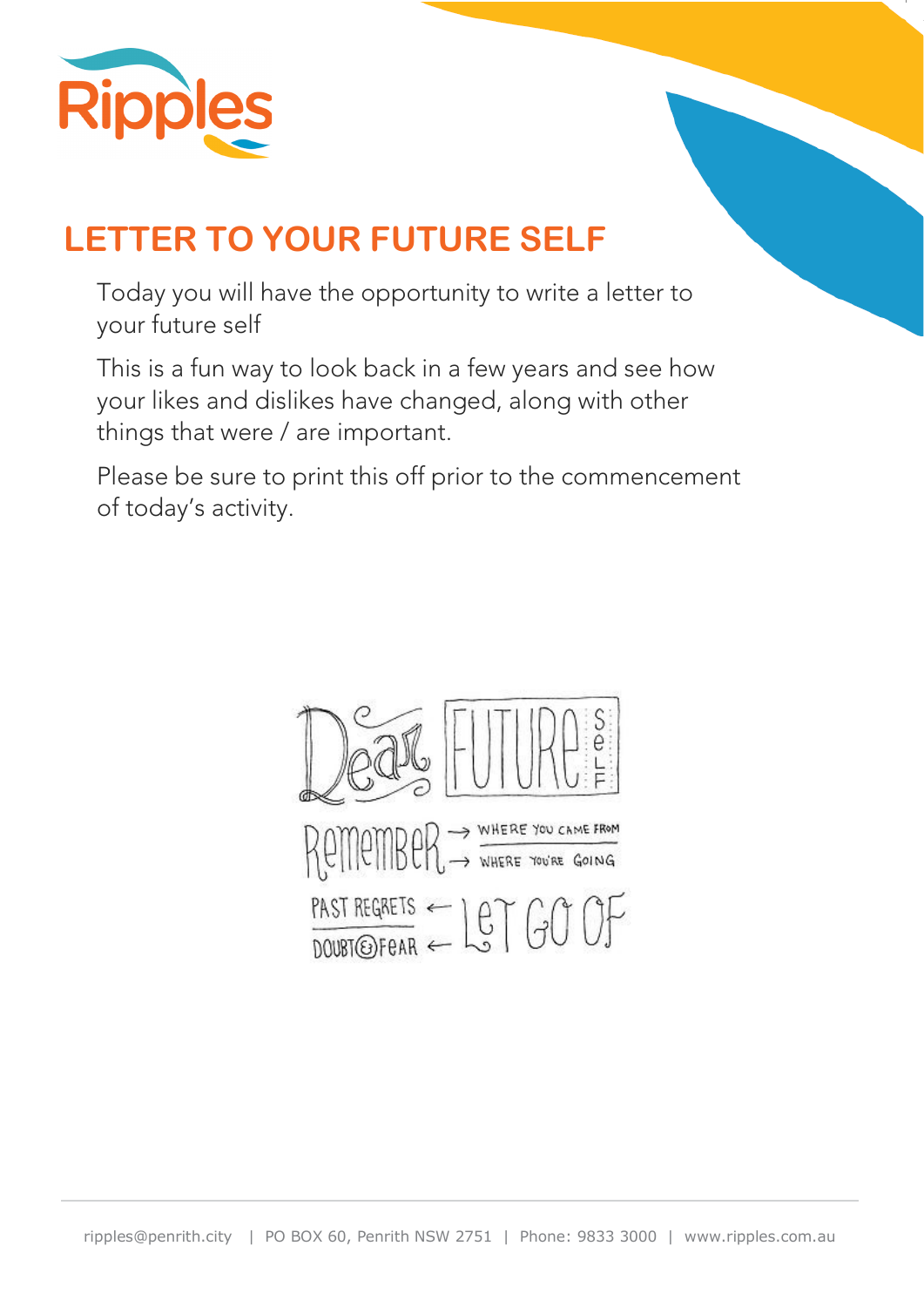# LETTER TO YOUR FUTURE SELF

Today you will have the opportunity to write a letter to your future self

This is a fun way to look back in a few years and see how your likes and dislikes have changed, along with other things that were / are important.

Please be sure to print this off prior to the commencement of today's activity.

Dear FUTURE SELF

Remember → WHERE YOU CAME FROM → WHERE YOU'RE GOING

PAST REGRETS ← DOUBT & FEAR ← LET GO OF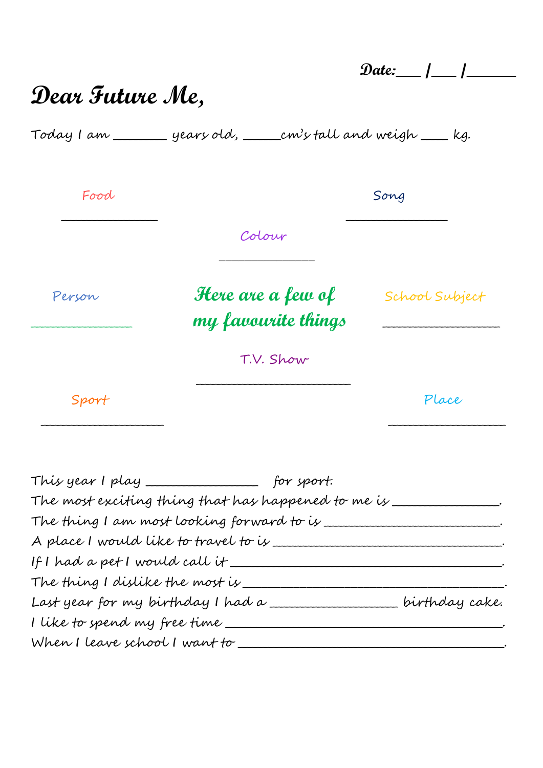Date:___ /___ /______

# Dear Future Me,

Today I am ________ years old, ______cm's tall and weigh ____ kg.

Food

_______________

Song

________________

Colour

_______________

Person

________________

**Here are a few of my favourite things**

School Subject

__________________

T.V. Show

________________________

Sport

___________________

Place

__________________

This year I play _________________ for sport.
The most exciting thing that has happened to me is ________________.
The thing I am most looking forward to is ___________________________.
A place I would like to travel to is __________________________________.
If I had a pet I would call it _________________________________________.
The thing I dislike the most is ________________________________________.
Last year for my birthday I had a ___________________ birthday cake.
I like to spend my free time ___________________________________________.
When I leave school I want to _________________________________________.